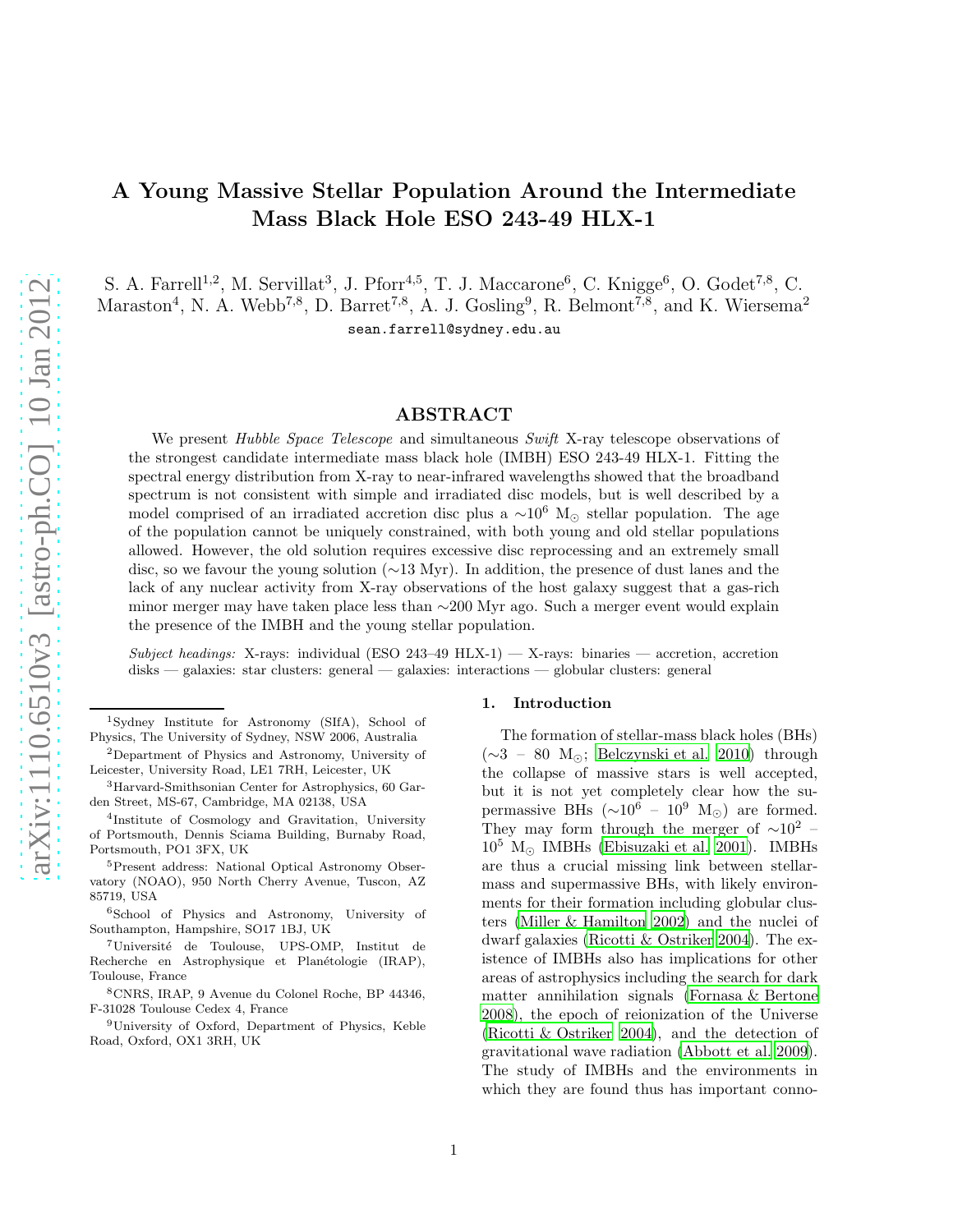# A Young Massive Stellar Population Around the Intermediate Mass Black Hole ESO 243-49 HLX-1

S. A. Farrell[1,2], M. Servillat[3], J. Pforr[4,5], T. J. Maccarone[6], C. Knigge[6], O. Godet[7,8], C. Maraston[4], N. A. Webb[7,8], D. Barret[7,8], A. J. Gosling[9], R. Belmont[7,8], and K. Wiersema[2]

sean.farrell@sydney.edu.au

## ABSTRACT

We present *Hubble Space Telescope* and simultaneous *Swift* X-ray telescope observations of the strongest candidate intermediate mass black hole (IMBH) ESO 243-49 HLX-1. Fitting the spectral energy distribution from X-ray to near-infrared wavelengths showed that the broadband spectrum is not consistent with simple and irradiated disc models, but is well described by a model comprised of an irradiated accretion disc plus a $\sim 10^6$ M$_\odot$ stellar population. The age of the population cannot be uniquely constrained, with both young and old stellar populations allowed. However, the old solution requires excessive disc reprocessing and an extremely small disc, so we favour the young solution ($\sim$13 Myr). In addition, the presence of dust lanes and the lack of any nuclear activity from X-ray observations of the host galaxy suggest that a gas-rich minor merger may have taken place less than $\sim$200 Myr ago. Such a merger event would explain the presence of the IMBH and the young stellar population.

*Subject headings:* X-rays: individual (ESO 243–49 HLX-1) — X-rays: binaries — accretion, accretion disks — galaxies: star clusters: general — galaxies: interactions — globular clusters: general

## 1. Introduction

The formation of stellar-mass black holes (BHs) ($\sim$3 – 80 M$_\odot$; Belczynski et al. 2010) through the collapse of massive stars is well accepted, but it is not yet completely clear how the supermassive BHs ($\sim 10^6$ – $10^9$ M$_\odot$) are formed. They may form through the merger of $\sim 10^2$ – $10^5$ M$_\odot$ IMBHs (Ebisuzaki et al. 2001). IMBHs are thus a crucial missing link between stellar-mass and supermassive BHs, with likely environments for their formation including globular clusters (Miller & Hamilton 2002) and the nuclei of dwarf galaxies (Ricotti & Ostriker 2004). The existence of IMBHs also has implications for other areas of astrophysics including the search for dark matter annihilation signals (Fornasa & Bertone 2008), the epoch of reionization of the Universe (Ricotti & Ostriker 2004), and the detection of gravitational wave radiation (Abbott et al. 2009). The study of IMBHs and the environments in which they are found thus has important conno-

---

[1]Sydney Institute for Astronomy (SIfA), School of Physics, The University of Sydney, NSW 2006, Australia

[2]Department of Physics and Astronomy, University of Leicester, University Road, LE1 7RH, Leicester, UK

[3]Harvard-Smithsonian Center for Astrophysics, 60 Garden Street, MS-67, Cambridge, MA 02138, USA

[4]Institute of Cosmology and Gravitation, University of Portsmouth, Dennis Sciama Building, Burnaby Road, Portsmouth, PO1 3FX, UK

[5]Present address: National Optical Astronomy Observatory (NOAO), 950 North Cherry Avenue, Tuscon, AZ 85719, USA

[6]School of Physics and Astronomy, University of Southampton, Hampshire, SO17 1BJ, UK

[7]Université de Toulouse, UPS-OMP, Institut de Recherche en Astrophysique et Planétologie (IRAP), Toulouse, France

[8]CNRS, IRAP, 9 Avenue du Colonel Roche, BP 44346, F-31028 Toulouse Cedex 4, France

[9]University of Oxford, Department of Physics, Keble Road, Oxford, OX1 3RH, UK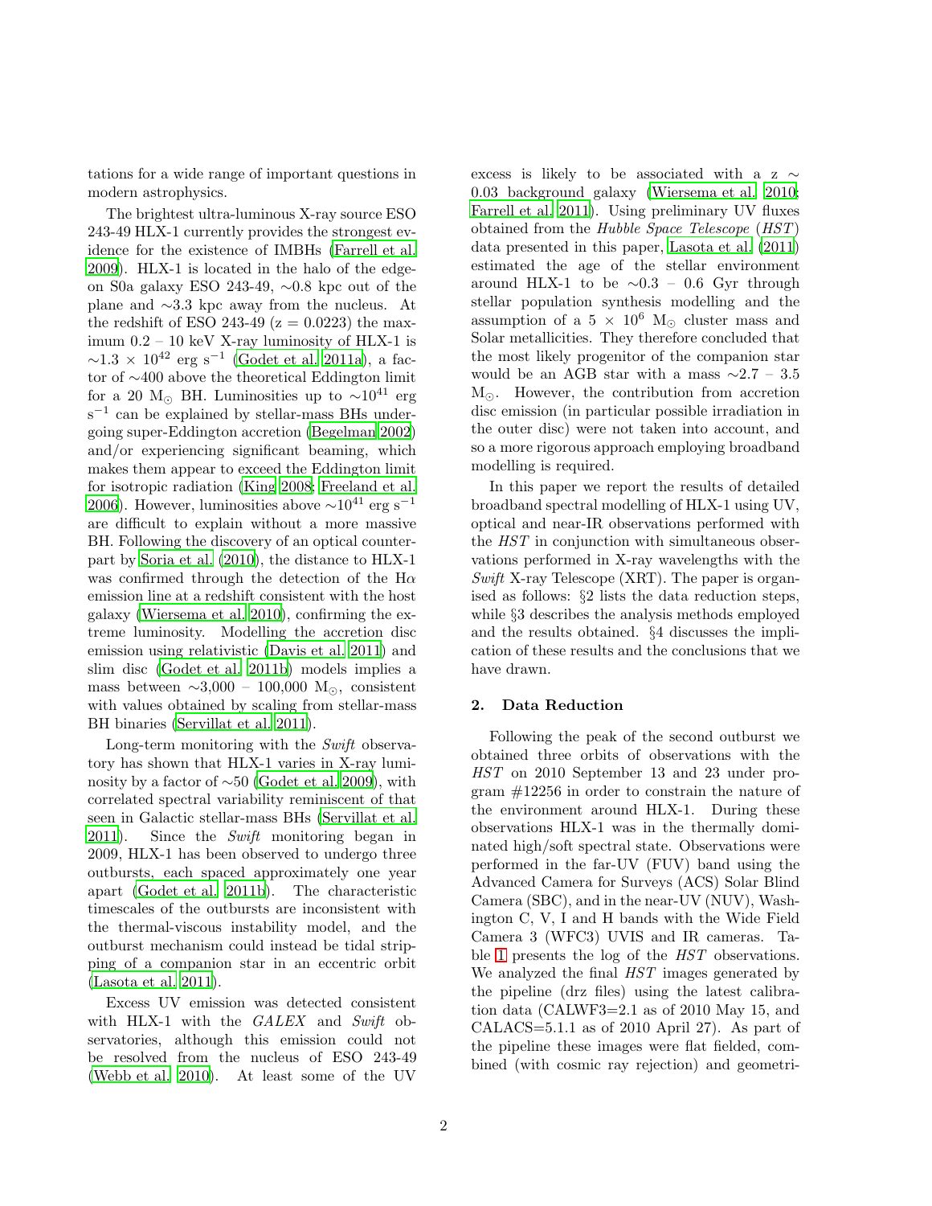tations for a wide range of important questions in modern astrophysics.

The brightest ultra-luminous X-ray source ESO 243-49 HLX-1 currently provides the strongest evidence for the existence of IMBHs (Farrell et al. 2009). HLX-1 is located in the halo of the edge-on S0a galaxy ESO 243-49, ~0.8 kpc out of the plane and ~3.3 kpc away from the nucleus. At the redshift of ESO 243-49 (z = 0.0223) the maximum 0.2 – 10 keV X-ray luminosity of HLX-1 is $\sim 1.3 \times 10^{42}$ erg s$^{-1}$ (Godet et al. 2011a), a factor of ~400 above the theoretical Eddington limit for a 20 M$_\odot$ BH. Luminosities up to $\sim 10^{41}$ erg s$^{-1}$ can be explained by stellar-mass BHs undergoing super-Eddington accretion (Begelman 2002) and/or experiencing significant beaming, which makes them appear to exceed the Eddington limit for isotropic radiation (King 2008; Freeland et al. 2006). However, luminosities above $\sim 10^{41}$ erg s$^{-1}$ are difficult to explain without a more massive BH. Following the discovery of an optical counterpart by Soria et al. (2010), the distance to HLX-1 was confirmed through the detection of the H$\alpha$ emission line at a redshift consistent with the host galaxy (Wiersema et al. 2010), confirming the extreme luminosity. Modelling the accretion disc emission using relativistic (Davis et al. 2011) and slim disc (Godet et al. 2011b) models implies a mass between ~3,000 – 100,000 M$_\odot$, consistent with values obtained by scaling from stellar-mass BH binaries (Servillat et al. 2011).

Long-term monitoring with the *Swift* observatory has shown that HLX-1 varies in X-ray luminosity by a factor of ~50 (Godet et al. 2009), with correlated spectral variability reminiscent of that seen in Galactic stellar-mass BHs (Servillat et al. 2011). Since the *Swift* monitoring began in 2009, HLX-1 has been observed to undergo three outbursts, each spaced approximately one year apart (Godet et al. 2011b). The characteristic timescales of the outbursts are inconsistent with the thermal-viscous instability model, and the outburst mechanism could instead be tidal stripping of a companion star in an eccentric orbit (Lasota et al. 2011).

Excess UV emission was detected consistent with HLX-1 with the *GALEX* and *Swift* observatories, although this emission could not be resolved from the nucleus of ESO 243-49 (Webb et al. 2010). At least some of the UV excess is likely to be associated with a z ~ 0.03 background galaxy (Wiersema et al. 2010; Farrell et al. 2011). Using preliminary UV fluxes obtained from the *Hubble Space Telescope* (*HST*) data presented in this paper, Lasota et al. (2011) estimated the age of the stellar environment around HLX-1 to be ~0.3 – 0.6 Gyr through stellar population synthesis modelling and the assumption of a $5 \times 10^6$ M$_\odot$ cluster mass and Solar metallicities. They therefore concluded that the most likely progenitor of the companion star would be an AGB star with a mass ~2.7 – 3.5 M$_\odot$. However, the contribution from accretion disc emission (in particular possible irradiation in the outer disc) were not taken into account, and so a more rigorous approach employing broadband modelling is required.

In this paper we report the results of detailed broadband spectral modelling of HLX-1 using UV, optical and near-IR observations performed with the *HST* in conjunction with simultaneous observations performed in X-ray wavelengths with the *Swift* X-ray Telescope (XRT). The paper is organised as follows: §2 lists the data reduction steps, while §3 describes the analysis methods employed and the results obtained. §4 discusses the implication of these results and the conclusions that we have drawn.

## 2. Data Reduction

Following the peak of the second outburst we obtained three orbits of observations with the *HST* on 2010 September 13 and 23 under program #12256 in order to constrain the nature of the environment around HLX-1. During these observations HLX-1 was in the thermally dominated high/soft spectral state. Observations were performed in the far-UV (FUV) band using the Advanced Camera for Surveys (ACS) Solar Blind Camera (SBC), and in the near-UV (NUV), Washington C, V, I and H bands with the Wide Field Camera 3 (WFC3) UVIS and IR cameras. Table 1 presents the log of the *HST* observations. We analyzed the final *HST* images generated by the pipeline (drz files) using the latest calibration data (CALWF3=2.1 as of 2010 May 15, and CALACS=5.1.1 as of 2010 April 27). As part of the pipeline these images were flat fielded, combined (with cosmic ray rejection) and geometri-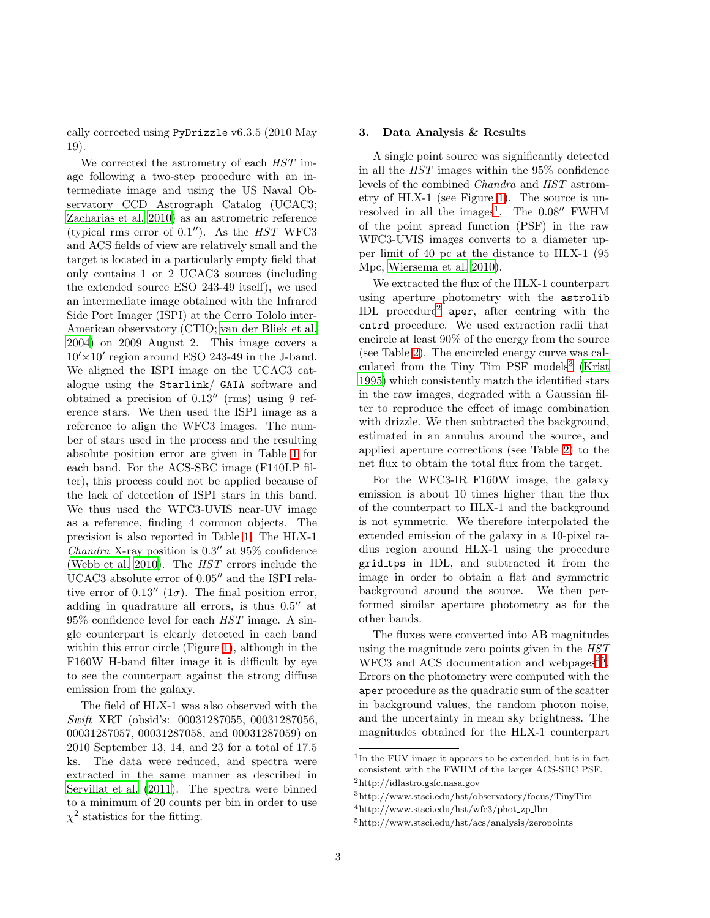cally corrected using PyDrizzle v6.3.5 (2010 May 19).

We corrected the astrometry of each *HST* image following a two-step procedure with an intermediate image and using the US Naval Observatory CCD Astrograph Catalog (UCAC3; Zacharias et al. 2010) as an astrometric reference (typical rms error of 0.1″). As the *HST* WFC3 and ACS fields of view are relatively small and the target is located in a particularly empty field that only contains 1 or 2 UCAC3 sources (including the extended source ESO 243-49 itself), we used an intermediate image obtained with the Infrared Side Port Imager (ISPI) at the Cerro Tololo inter-American observatory (CTIO; van der Bliek et al. 2004) on 2009 August 2. This image covers a 10′×10′ region around ESO 243-49 in the J-band. We aligned the ISPI image on the UCAC3 catalogue using the Starlink/ GAIA software and obtained a precision of 0.13″ (rms) using 9 reference stars. We then used the ISPI image as a reference to align the WFC3 images. The number of stars used in the process and the resulting absolute position error are given in Table 1 for each band. For the ACS-SBC image (F140LP filter), this process could not be applied because of the lack of detection of ISPI stars in this band. We thus used the WFC3-UVIS near-UV image as a reference, finding 4 common objects. The precision is also reported in Table 1. The HLX-1 *Chandra* X-ray position is 0.3″ at 95% confidence (Webb et al. 2010). The *HST* errors include the UCAC3 absolute error of 0.05″ and the ISPI relative error of 0.13″ ($1\sigma$). The final position error, adding in quadrature all errors, is thus 0.5″ at 95% confidence level for each *HST* image. A single counterpart is clearly detected in each band within this error circle (Figure 1), although in the F160W H-band filter image it is difficult by eye to see the counterpart against the strong diffuse emission from the galaxy.

The field of HLX-1 was also observed with the *Swift* XRT (obsid's: 00031287055, 00031287056, 00031287057, 00031287058, and 00031287059) on 2010 September 13, 14, and 23 for a total of 17.5 ks. The data were reduced, and spectra were extracted in the same manner as described in Servillat et al. (2011). The spectra were binned to a minimum of 20 counts per bin in order to use $\chi^2$ statistics for the fitting.

## 3. Data Analysis & Results

A single point source was significantly detected in all the *HST* images within the 95% confidence levels of the combined *Chandra* and *HST* astrometry of HLX-1 (see Figure 1). The source is unresolved in all the images[1]. The 0.08″ FWHM of the point spread function (PSF) in the raw WFC3-UVIS images converts to a diameter upper limit of 40 pc at the distance to HLX-1 (95 Mpc, Wiersema et al. 2010).

We extracted the flux of the HLX-1 counterpart using aperture photometry with the astrolib IDL procedure[2] aper, after centring with the cntrd procedure. We used extraction radii that encircle at least 90% of the energy from the source (see Table 2). The encircled energy curve was calculated from the Tiny Tim PSF models[3] (Krist 1995) which consistently match the identified stars in the raw images, degraded with a Gaussian filter to reproduce the effect of image combination with drizzle. We then subtracted the background, estimated in an annulus around the source, and applied aperture corrections (see Table 2) to the net flux to obtain the total flux from the target.

For the WFC3-IR F160W image, the galaxy emission is about 10 times higher than the flux of the counterpart to HLX-1 and the background is not symmetric. We therefore interpolated the extended emission of the galaxy in a 10-pixel radius region around HLX-1 using the procedure grid_tps in IDL, and subtracted it from the image in order to obtain a flat and symmetric background around the source. We then performed similar aperture photometry as for the other bands.

The fluxes were converted into AB magnitudes using the magnitude zero points given in the *HST* WFC3 and ACS documentation and webpages[4,5]. Errors on the photometry were computed with the aper procedure as the quadratic sum of the scatter in background values, the random photon noise, and the uncertainty in mean sky brightness. The magnitudes obtained for the HLX-1 counterpart

---

[1] In the FUV image it appears to be extended, but is in fact consistent with the FWHM of the larger ACS-SBC PSF.

[2] http://idlastro.gsfc.nasa.gov

[3] http://www.stsci.edu/hst/observatory/focus/TinyTim

[4] http://www.stsci.edu/hst/wfc3/phot_zp_lbn

[5] http://www.stsci.edu/hst/acs/analysis/zeropoints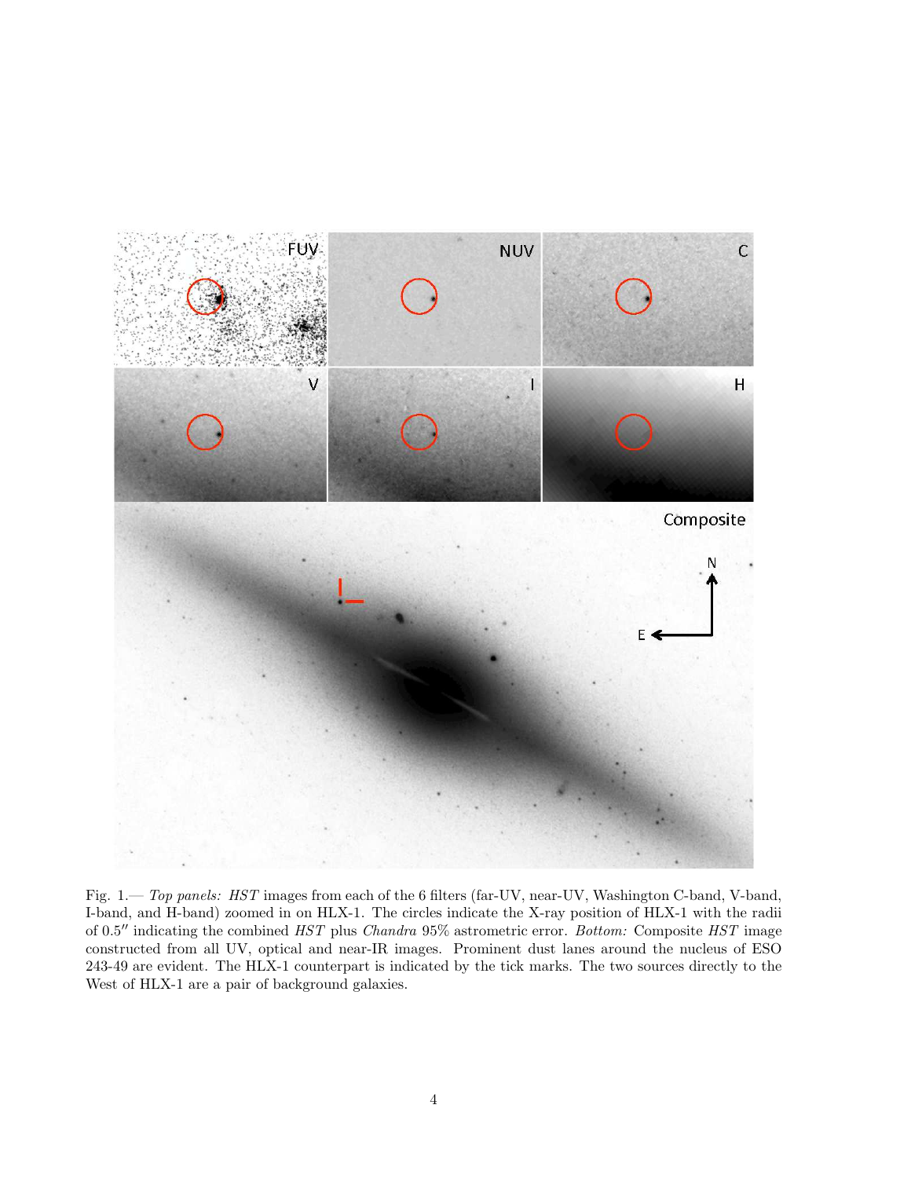Fig. 1.— *Top panels: HST* images from each of the 6 filters (far-UV, near-UV, Washington C-band, V-band, I-band, and H-band) zoomed in on HLX-1. The circles indicate the X-ray position of HLX-1 with the radii of 0.5″ indicating the combined *HST* plus *Chandra* 95% astrometric error. *Bottom:* Composite *HST* image constructed from all UV, optical and near-IR images. Prominent dust lanes around the nucleus of ESO 243-49 are evident. The HLX-1 counterpart is indicated by the tick marks. The two sources directly to the West of HLX-1 are a pair of background galaxies.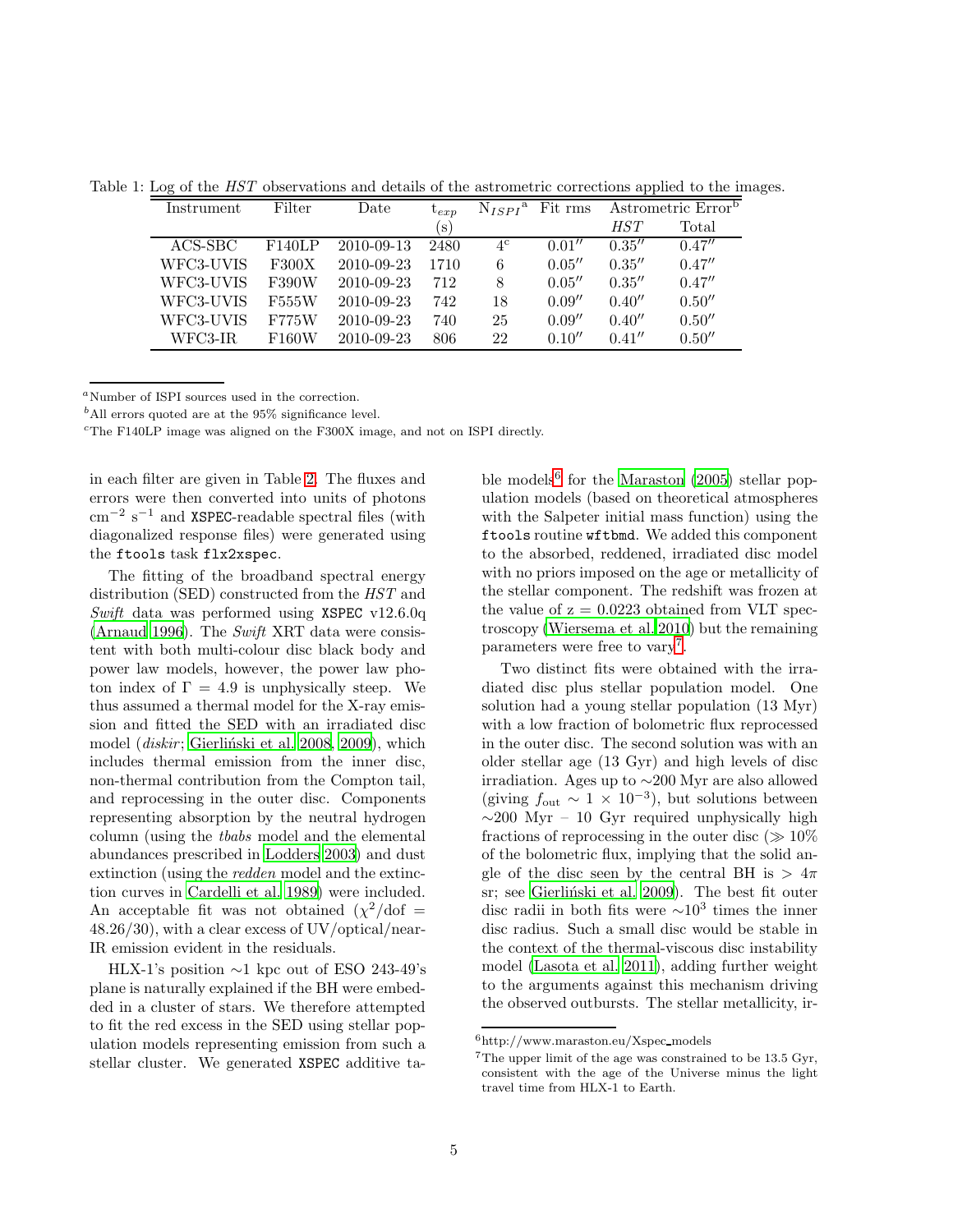Table 1: Log of the *HST* observations and details of the astrometric corrections applied to the images.

| Instrument | Filter | Date | $t_{exp}$ (s) | $N_{ISPI}$[a] | Fit rms | Astrometric Error[b] *HST* | Total |
|---|---|---|---|---|---|---|---|
| ACS-SBC | F140LP | 2010-09-13 | 2480 | 4[c] | 0.01″ | 0.35″ | 0.47″ |
| WFC3-UVIS | F300X | 2010-09-23 | 1710 | 6 | 0.05″ | 0.35″ | 0.47″ |
| WFC3-UVIS | F390W | 2010-09-23 | 712 | 8 | 0.05″ | 0.35″ | 0.47″ |
| WFC3-UVIS | F555W | 2010-09-23 | 742 | 18 | 0.09″ | 0.40″ | 0.50″ |
| WFC3-UVIS | F775W | 2010-09-23 | 740 | 25 | 0.09″ | 0.40″ | 0.50″ |
| WFC3-IR | F160W | 2010-09-23 | 806 | 22 | 0.10″ | 0.41″ | 0.50″ |

[a] Number of ISPI sources used in the correction.

[b] All errors quoted are at the 95% significance level.

[c] The F140LP image was aligned on the F300X image, and not on ISPI directly.

in each filter are given in Table 2. The fluxes and errors were then converted into units of photons $cm^{-2}$ $s^{-1}$ and `XSPEC`-readable spectral files (with diagonalized response files) were generated using the `ftools` task `flx2xspec`.

The fitting of the broadband spectral energy distribution (SED) constructed from the *HST* and *Swift* data was performed using `XSPEC` v12.6.0q (Arnaud 1996). The *Swift* XRT data were consistent with both multi-colour disc black body and power law models, however, the power law photon index of $\Gamma = 4.9$ is unphysically steep. We thus assumed a thermal model for the X-ray emission and fitted the SED with an irradiated disc model (*diskir*; Gierliński et al. 2008, 2009), which includes thermal emission from the inner disc, non-thermal contribution from the Compton tail, and reprocessing in the outer disc. Components representing absorption by the neutral hydrogen column (using the *tbabs* model and the elemental abundances prescribed in Lodders 2003) and dust extinction (using the *redden* model and the extinction curves in Cardelli et al. 1989) were included. An acceptable fit was not obtained ($\chi^2$/dof = 48.26/30), with a clear excess of UV/optical/near-IR emission evident in the residuals.

HLX-1's position ~1 kpc out of ESO 243-49's plane is naturally explained if the BH were embedded in a cluster of stars. We therefore attempted to fit the red excess in the SED using stellar population models representing emission from such a stellar cluster. We generated `XSPEC` additive table models[6] for the Maraston (2005) stellar population models (based on theoretical atmospheres with the Salpeter initial mass function) using the `ftools` routine `wftbmd`. We added this component to the absorbed, reddened, irradiated disc model with no priors imposed on the age or metallicity of the stellar component. The redshift was frozen at the value of z = 0.0223 obtained from VLT spectroscopy (Wiersema et al. 2010) but the remaining parameters were free to vary[7].

Two distinct fits were obtained with the irradiated disc plus stellar population model. One solution had a young stellar population (13 Myr) with a low fraction of bolometric flux reprocessed in the outer disc. The second solution was with an older stellar age (13 Gyr) and high levels of disc irradiation. Ages up to ~200 Myr are also allowed (giving $f_{\rm out} \sim 1 \times 10^{-3}$), but solutions between ~200 Myr – 10 Gyr required unphysically high fractions of reprocessing in the outer disc ($\gg 10\%$ of the bolometric flux, implying that the solid angle of the disc seen by the central BH is $> 4\pi$ sr; see Gierliński et al. 2009). The best fit outer disc radii in both fits were ~$10^3$ times the inner disc radius. Such a small disc would be stable in the context of the thermal-viscous disc instability model (Lasota et al. 2011), adding further weight to the arguments against this mechanism driving the observed outbursts. The stellar metallicity, ir-

[6] http://www.maraston.eu/Xspec_models

[7] The upper limit of the age was constrained to be 13.5 Gyr, consistent with the age of the Universe minus the light travel time from HLX-1 to Earth.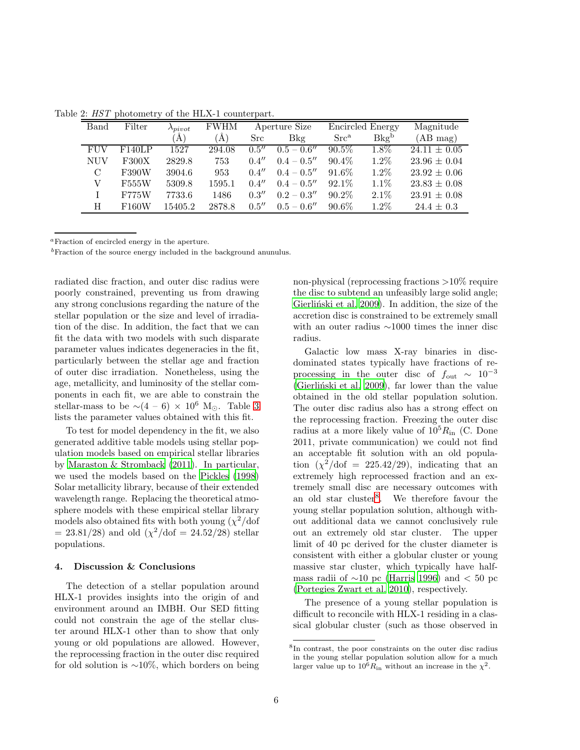Table 2: *HST* photometry of the HLX-1 counterpart.

| Band | Filter | $\lambda_{pivot}$ (Å) | FWHM (Å) | Aperture Size | | Encircled Energy | | Magnitude (AB mag) |
|---|---|---|---|---|---|---|---|---|
| | | | | Src | Bkg | Src[a] | Bkg[b] | |
| FUV | F140LP | 1527 | 294.08 | 0.5″ | 0.5 − 0.6″ | 90.5% | 1.8% | 24.11 ± 0.05 |
| NUV | F300X | 2829.8 | 753 | 0.4″ | 0.4 − 0.5″ | 90.4% | 1.2% | 23.96 ± 0.04 |
| C | F390W | 3904.6 | 953 | 0.4″ | 0.4 − 0.5″ | 91.6% | 1.2% | 23.92 ± 0.06 |
| V | F555W | 5309.8 | 1595.1 | 0.4″ | 0.4 − 0.5″ | 92.1% | 1.1% | 23.83 ± 0.08 |
| I | F775W | 7733.6 | 1486 | 0.3″ | 0.2 − 0.3″ | 90.2% | 2.1% | 23.91 ± 0.08 |
| H | F160W | 15405.2 | 2878.8 | 0.5″ | 0.5 − 0.6″ | 90.6% | 1.2% | 24.4 ± 0.3 |

[a]Fraction of encircled energy in the aperture.

[b]Fraction of the source energy included in the background anunulus.

radiated disc fraction, and outer disc radius were poorly constrained, preventing us from drawing any strong conclusions regarding the nature of the stellar population or the size and level of irradiation of the disc. In addition, the fact that we can fit the data with two models with such disparate parameter values indicates degeneracies in the fit, particularly between the stellar age and fraction of outer disc irradiation. Nonetheless, using the age, metallicity, and luminosity of the stellar components in each fit, we are able to constrain the stellar-mass to be $\sim(4-6)\times10^{6}$ M$_{\odot}$. Table 3 lists the parameter values obtained with this fit.

To test for model dependency in the fit, we also generated additive table models using stellar population models based on empirical stellar libraries by Maraston & Stromback (2011). In particular, we used the models based on the Pickles (1998) Solar metallicity library, because of their extended wavelength range. Replacing the theoretical atmosphere models with these empirical stellar library models also obtained fits with both young ($\chi^2$/dof = 23.81/28) and old ($\chi^2$/dof = 24.52/28) stellar populations.

## 4. Discussion & Conclusions

The detection of a stellar population around HLX-1 provides insights into the origin of and environment around an IMBH. Our SED fitting could not constrain the age of the stellar cluster around HLX-1 other than to show that only young or old populations are allowed. However, the reprocessing fraction in the outer disc required for old solution is ∼10%, which borders on being non-physical (reprocessing fractions >10% require the disc to subtend an unfeasibly large solid angle; Gierliński et al. 2009). In addition, the size of the accretion disc is constrained to be extremely small with an outer radius ∼1000 times the inner disc radius.

Galactic low mass X-ray binaries in disc-dominated states typically have fractions of reprocessing in the outer disc of $f_{\rm out}\sim10^{-3}$ (Gierliński et al. 2009), far lower than the value obtained in the old stellar population solution. The outer disc radius also has a strong effect on the reprocessing fraction. Freezing the outer disc radius at a more likely value of $10^5 R_{\rm in}$ (C. Done 2011, private communication) we could not find an acceptable fit solution with an old population ($\chi^2$/dof = 225.42/29), indicating that an extremely high reprocessed fraction and an extremely small disc are necessary outcomes with an old star cluster[8]. We therefore favour the young stellar population solution, although without additional data we cannot conclusively rule out an extremely old star cluster. The upper limit of 40 pc derived for the cluster diameter is consistent with either a globular cluster or young massive star cluster, which typically have half-mass radii of ∼10 pc (Harris 1996) and < 50 pc (Portegies Zwart et al. 2010), respectively.

The presence of a young stellar population is difficult to reconcile with HLX-1 residing in a classical globular cluster (such as those observed in

[8]In contrast, the poor constraints on the outer disc radius in the young stellar population solution allow for a much larger value up to $10^6 R_{\rm in}$ without an increase in the $\chi^2$.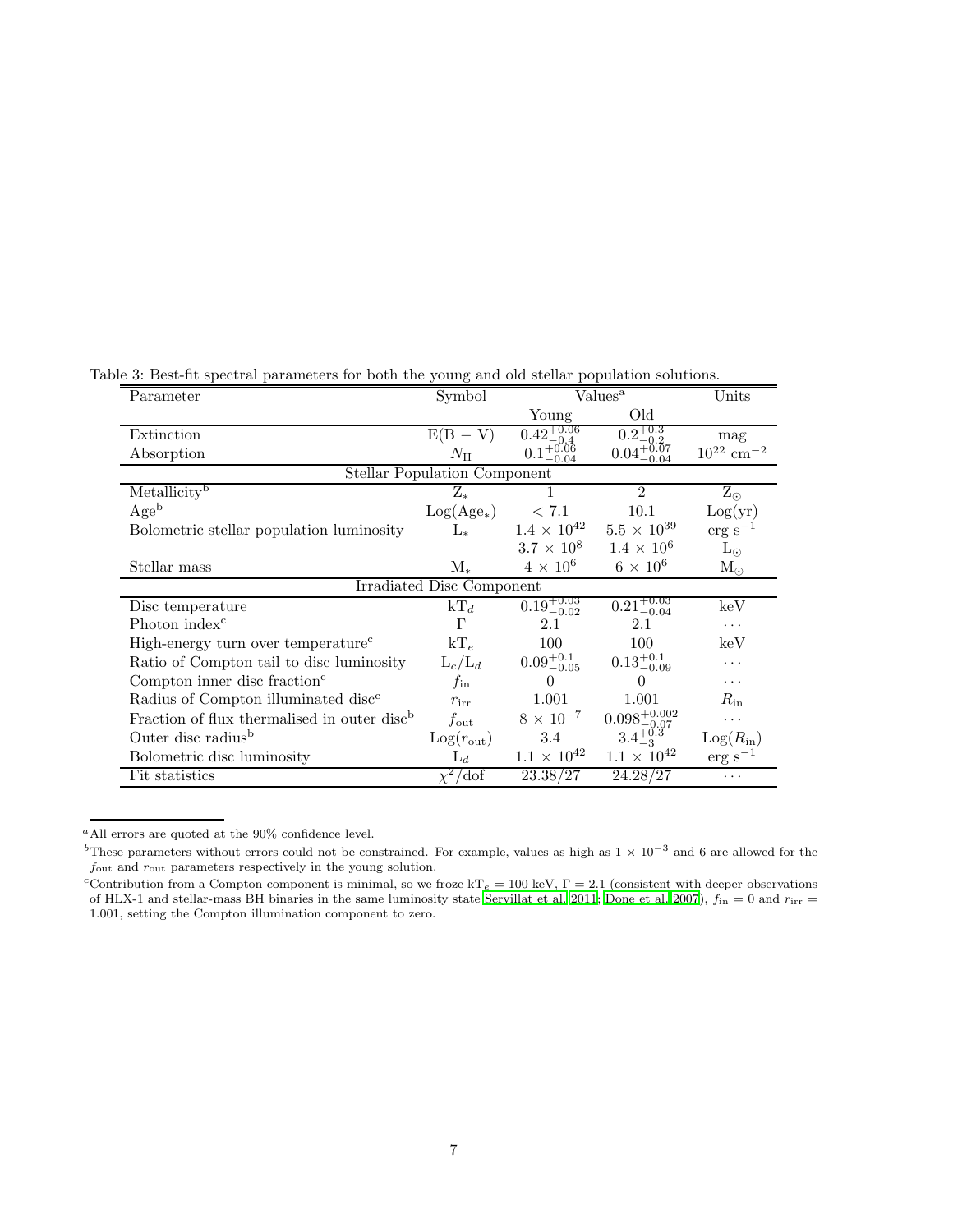Table 3: Best-fit spectral parameters for both the young and old stellar population solutions.

| Parameter | Symbol | Values[a] | | Units |
|---|---|---|---|---|
| | | Young | Old | |
| Extinction | E(B − V) | $0.42^{+0.06}_{-0.4}$ | $0.2^{+0.3}_{-0.2}$ | mag |
| Absorption | $N_{\rm H}$ | $0.1^{+0.06}_{-0.04}$ | $0.04^{+0.07}_{-0.04}$ | $10^{22}$ cm$^{-2}$ |
| Stellar Population Component | | | | |
| Metallicity[b] | $Z_*$ | 1 | 2 | $Z_\odot$ |
| Age[b] | Log(Age$_*$) | $< 7.1$ | 10.1 | Log(yr) |
| Bolometric stellar population luminosity | $L_*$ | $1.4 \times 10^{42}$ | $5.5 \times 10^{39}$ | erg s$^{-1}$ |
| | | $3.7 \times 10^{8}$ | $1.4 \times 10^{6}$ | $L_\odot$ |
| Stellar mass | $M_*$ | $4 \times 10^{6}$ | $6 \times 10^{6}$ | $M_\odot$ |
| Irradiated Disc Component | | | | |
| Disc temperature | kT$_d$ | $0.19^{+0.03}_{-0.02}$ | $0.21^{+0.03}_{-0.04}$ | keV |
| Photon index[c] | $\Gamma$ | 2.1 | 2.1 | … |
| High-energy turn over temperature[c] | kT$_e$ | 100 | 100 | keV |
| Ratio of Compton tail to disc luminosity | $L_c/L_d$ | $0.09^{+0.1}_{-0.05}$ | $0.13^{+0.1}_{-0.09}$ | … |
| Compton inner disc fraction[c] | $f_{\rm in}$ | 0 | 0 | … |
| Radius of Compton illuminated disc[c] | $r_{\rm irr}$ | 1.001 | 1.001 | $R_{\rm in}$ |
| Fraction of flux thermalised in outer disc[b] | $f_{\rm out}$ | $8 \times 10^{-7}$ | $0.098^{+0.002}_{-0.07}$ | … |
| Outer disc radius[b] | Log($r_{\rm out}$) | 3.4 | $3.4^{+0.3}_{-3}$ | Log($R_{\rm in}$) |
| Bolometric disc luminosity | $L_d$ | $1.1 \times 10^{42}$ | $1.1 \times 10^{42}$ | erg s$^{-1}$ |
| Fit statistics | $\chi^2$/dof | 23.38/27 | 24.28/27 | … |

[a] All errors are quoted at the 90% confidence level.

[b] These parameters without errors could not be constrained. For example, values as high as $1 \times 10^{-3}$ and 6 are allowed for the $f_{\rm out}$ and $r_{\rm out}$ parameters respectively in the young solution.

[c] Contribution from a Compton component is minimal, so we froze kT$_e$ = 100 keV, $\Gamma$ = 2.1 (consistent with deeper observations of HLX-1 and stellar-mass BH binaries in the same luminosity state Servillat et al. 2011; Done et al. 2007), $f_{\rm in} = 0$ and $r_{\rm irr}$ = 1.001, setting the Compton illumination component to zero.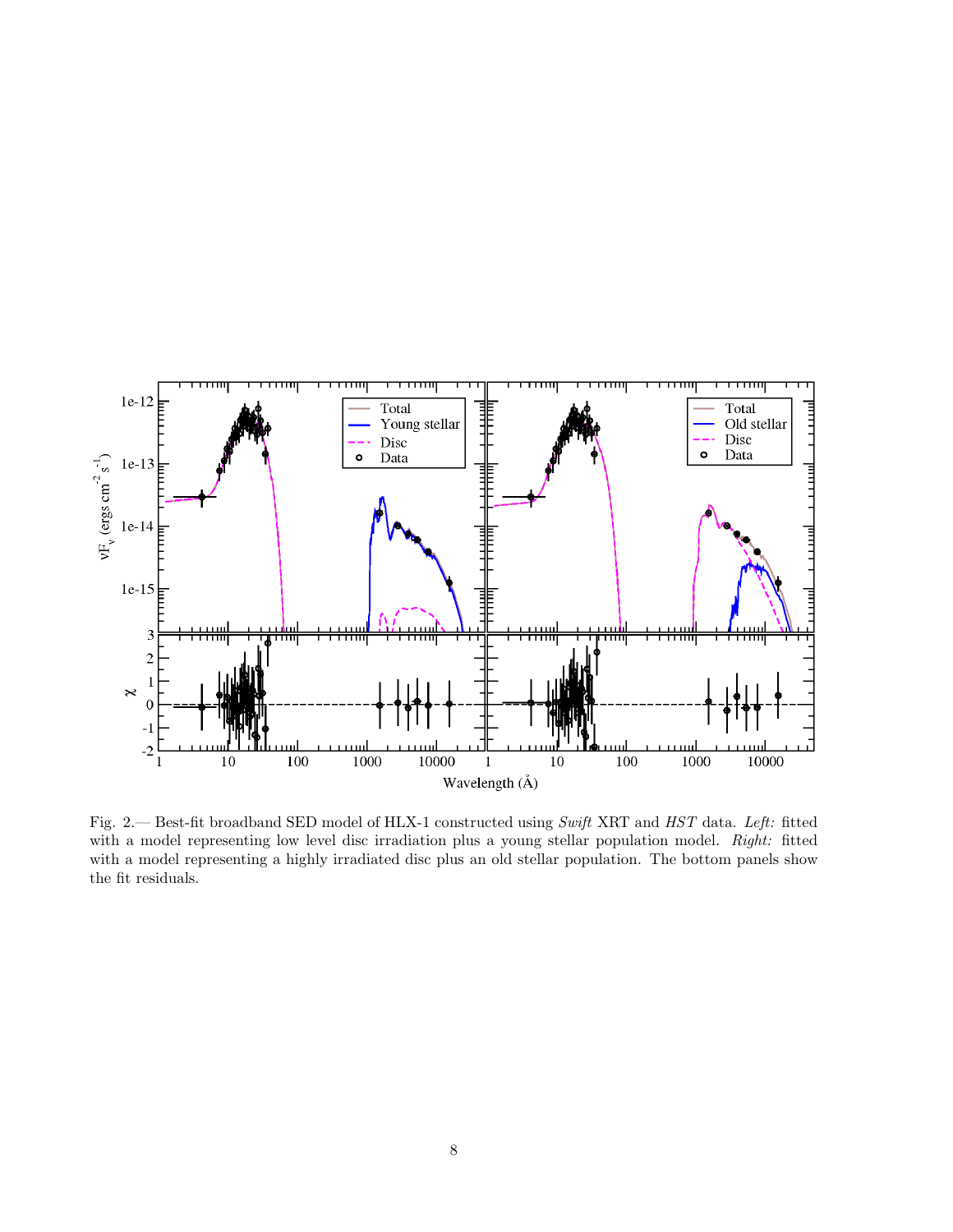Fig. 2.— Best-fit broadband SED model of HLX-1 constructed using *Swift* XRT and *HST* data. *Left:* fitted with a model representing low level disc irradiation plus a young stellar population model. *Right:* fitted with a model representing a highly irradiated disc plus an old stellar population. The bottom panels show the fit residuals.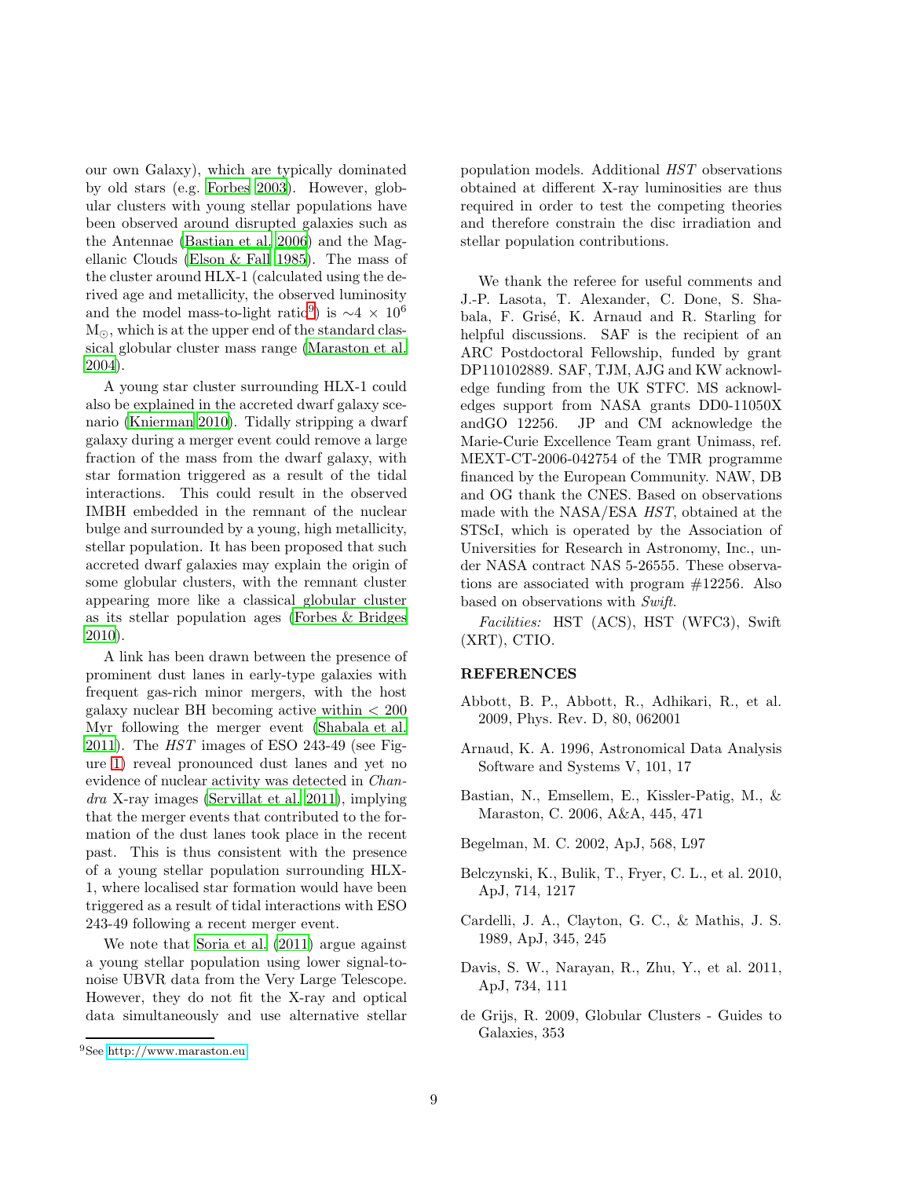our own Galaxy), which are typically dominated by old stars (e.g. Forbes 2003). However, globular clusters with young stellar populations have been observed around disrupted galaxies such as the Antennae (Bastian et al. 2006) and the Magellanic Clouds (Elson & Fall 1985). The mass of the cluster around HLX-1 (calculated using the derived age and metallicity, the observed luminosity and the model mass-to-light ratio[9]) is $\sim 4 \times 10^6$ $M_\odot$, which is at the upper end of the standard classical globular cluster mass range (Maraston et al. 2004).

A young star cluster surrounding HLX-1 could also be explained in the accreted dwarf galaxy scenario (Knierman 2010). Tidally stripping a dwarf galaxy during a merger event could remove a large fraction of the mass from the dwarf galaxy, with star formation triggered as a result of the tidal interactions. This could result in the observed IMBH embedded in the remnant of the nuclear bulge and surrounded by a young, high metallicity, stellar population. It has been proposed that such accreted dwarf galaxies may explain the origin of some globular clusters, with the remnant cluster appearing more like a classical globular cluster as its stellar population ages (Forbes & Bridges 2010).

A link has been drawn between the presence of prominent dust lanes in early-type galaxies with frequent gas-rich minor mergers, with the host galaxy nuclear BH becoming active within < 200 Myr following the merger event (Shabala et al. 2011). The *HST* images of ESO 243-49 (see Figure 1) reveal pronounced dust lanes and yet no evidence of nuclear activity was detected in *Chandra* X-ray images (Servillat et al. 2011), implying that the merger events that contributed to the formation of the dust lanes took place in the recent past. This is thus consistent with the presence of a young stellar population surrounding HLX-1, where localised star formation would have been triggered as a result of tidal interactions with ESO 243-49 following a recent merger event.

We note that Soria et al. (2011) argue against a young stellar population using lower signal-to-noise UBVR data from the Very Large Telescope. However, they do not fit the X-ray and optical data simultaneously and use alternative stellar population models. Additional *HST* observations obtained at different X-ray luminosities are thus required in order to test the competing theories and therefore constrain the disc irradiation and stellar population contributions.

[9] See http://www.maraston.eu

We thank the referee for useful comments and J.-P. Lasota, T. Alexander, C. Done, S. Shabala, F. Grisé, K. Arnaud and R. Starling for helpful discussions. SAF is the recipient of an ARC Postdoctoral Fellowship, funded by grant DP110102889. SAF, TJM, AJG and KW acknowledge funding from the UK STFC. MS acknowledges support from NASA grants DD0-11050X andGO 12256. JP and CM acknowledge the Marie-Curie Excellence Team grant Unimass, ref. MEXT-CT-2006-042754 of the TMR programme financed by the European Community. NAW, DB and OG thank the CNES. Based on observations made with the NASA/ESA *HST*, obtained at the STScI, which is operated by the Association of Universities for Research in Astronomy, Inc., under NASA contract NAS 5-26555. These observations are associated with program #12256. Also based on observations with *Swift*.

*Facilities:* HST (ACS), HST (WFC3), Swift (XRT), CTIO.

## REFERENCES

Abbott, B. P., Abbott, R., Adhikari, R., et al. 2009, Phys. Rev. D, 80, 062001

Arnaud, K. A. 1996, Astronomical Data Analysis Software and Systems V, 101, 17

Bastian, N., Emsellem, E., Kissler-Patig, M., & Maraston, C. 2006, A&A, 445, 471

Begelman, M. C. 2002, ApJ, 568, L97

Belczynski, K., Bulik, T., Fryer, C. L., et al. 2010, ApJ, 714, 1217

Cardelli, J. A., Clayton, G. C., & Mathis, J. S. 1989, ApJ, 345, 245

Davis, S. W., Narayan, R., Zhu, Y., et al. 2011, ApJ, 734, 111

de Grijs, R. 2009, Globular Clusters - Guides to Galaxies, 353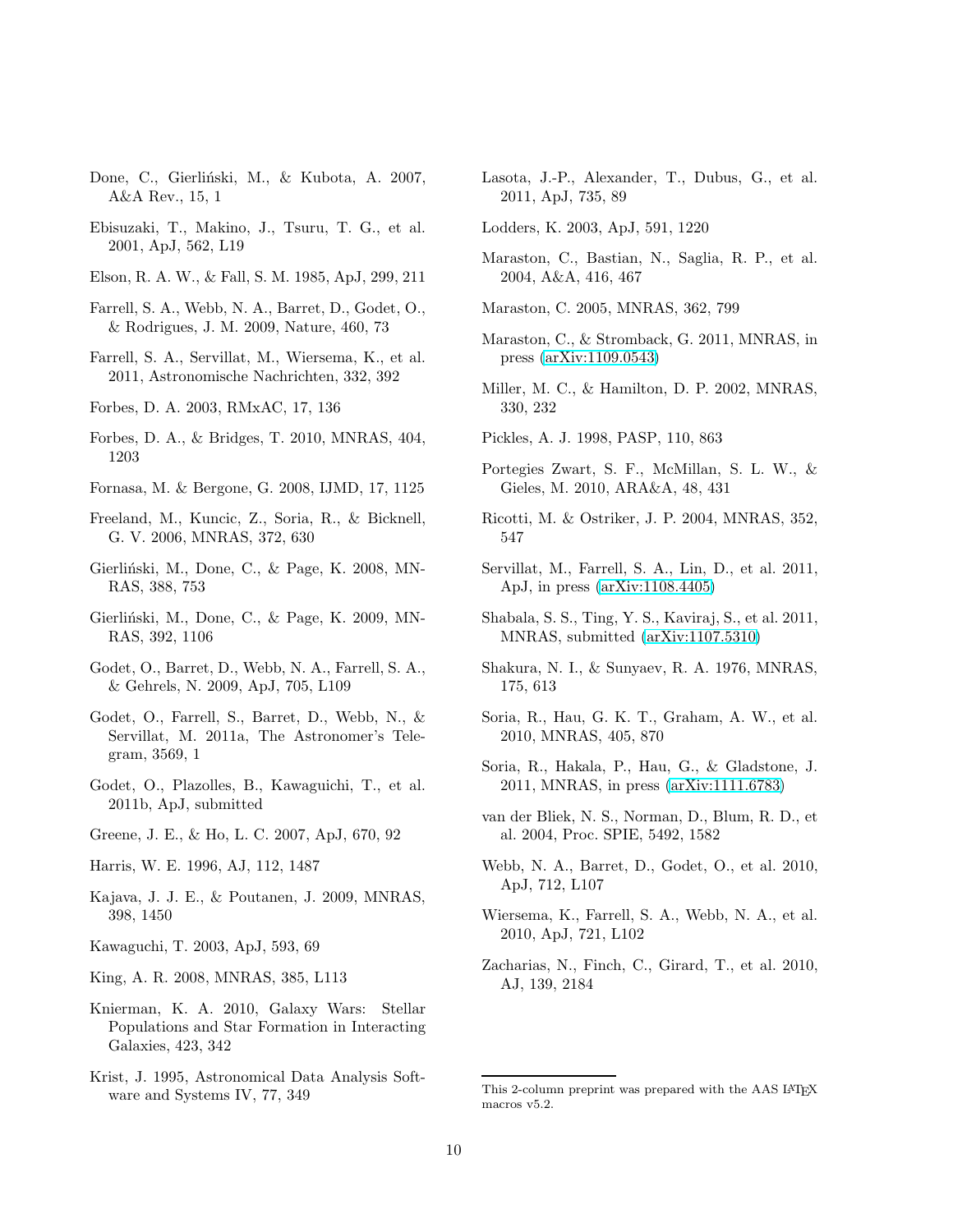Done, C., Gierliński, M., & Kubota, A. 2007, A&A Rev., 15, 1

Ebisuzaki, T., Makino, J., Tsuru, T. G., et al. 2001, ApJ, 562, L19

Elson, R. A. W., & Fall, S. M. 1985, ApJ, 299, 211

Farrell, S. A., Webb, N. A., Barret, D., Godet, O., & Rodrigues, J. M. 2009, Nature, 460, 73

Farrell, S. A., Servillat, M., Wiersema, K., et al. 2011, Astronomische Nachrichten, 332, 392

Forbes, D. A. 2003, RMxAC, 17, 136

Forbes, D. A., & Bridges, T. 2010, MNRAS, 404, 1203

Fornasa, M. & Bergone, G. 2008, IJMD, 17, 1125

Freeland, M., Kuncic, Z., Soria, R., & Bicknell, G. V. 2006, MNRAS, 372, 630

Gierliński, M., Done, C., & Page, K. 2008, MNRAS, 388, 753

Gierliński, M., Done, C., & Page, K. 2009, MNRAS, 392, 1106

Godet, O., Barret, D., Webb, N. A., Farrell, S. A., & Gehrels, N. 2009, ApJ, 705, L109

Godet, O., Farrell, S., Barret, D., Webb, N., & Servillat, M. 2011a, The Astronomer's Telegram, 3569, 1

Godet, O., Plazolles, B., Kawaguichi, T., et al. 2011b, ApJ, submitted

Greene, J. E., & Ho, L. C. 2007, ApJ, 670, 92

Harris, W. E. 1996, AJ, 112, 1487

Kajava, J. J. E., & Poutanen, J. 2009, MNRAS, 398, 1450

Kawaguchi, T. 2003, ApJ, 593, 69

King, A. R. 2008, MNRAS, 385, L113

Knierman, K. A. 2010, Galaxy Wars: Stellar Populations and Star Formation in Interacting Galaxies, 423, 342

Krist, J. 1995, Astronomical Data Analysis Software and Systems IV, 77, 349

Lasota, J.-P., Alexander, T., Dubus, G., et al. 2011, ApJ, 735, 89

Lodders, K. 2003, ApJ, 591, 1220

Maraston, C., Bastian, N., Saglia, R. P., et al. 2004, A&A, 416, 467

Maraston, C. 2005, MNRAS, 362, 799

Maraston, C., & Stromback, G. 2011, MNRAS, in press (arXiv:1109.0543)

Miller, M. C., & Hamilton, D. P. 2002, MNRAS, 330, 232

Pickles, A. J. 1998, PASP, 110, 863

Portegies Zwart, S. F., McMillan, S. L. W., & Gieles, M. 2010, ARA&A, 48, 431

Ricotti, M. & Ostriker, J. P. 2004, MNRAS, 352, 547

Servillat, M., Farrell, S. A., Lin, D., et al. 2011, ApJ, in press (arXiv:1108.4405)

Shabala, S. S., Ting, Y. S., Kaviraj, S., et al. 2011, MNRAS, submitted (arXiv:1107.5310)

Shakura, N. I., & Sunyaev, R. A. 1976, MNRAS, 175, 613

Soria, R., Hau, G. K. T., Graham, A. W., et al. 2010, MNRAS, 405, 870

Soria, R., Hakala, P., Hau, G., & Gladstone, J. 2011, MNRAS, in press (arXiv:1111.6783)

van der Bliek, N. S., Norman, D., Blum, R. D., et al. 2004, Proc. SPIE, 5492, 1582

Webb, N. A., Barret, D., Godet, O., et al. 2010, ApJ, 712, L107

Wiersema, K., Farrell, S. A., Webb, N. A., et al. 2010, ApJ, 721, L102

Zacharias, N., Finch, C., Girard, T., et al. 2010, AJ, 139, 2184

This 2-column preprint was prepared with the AAS LaTeX macros v5.2.